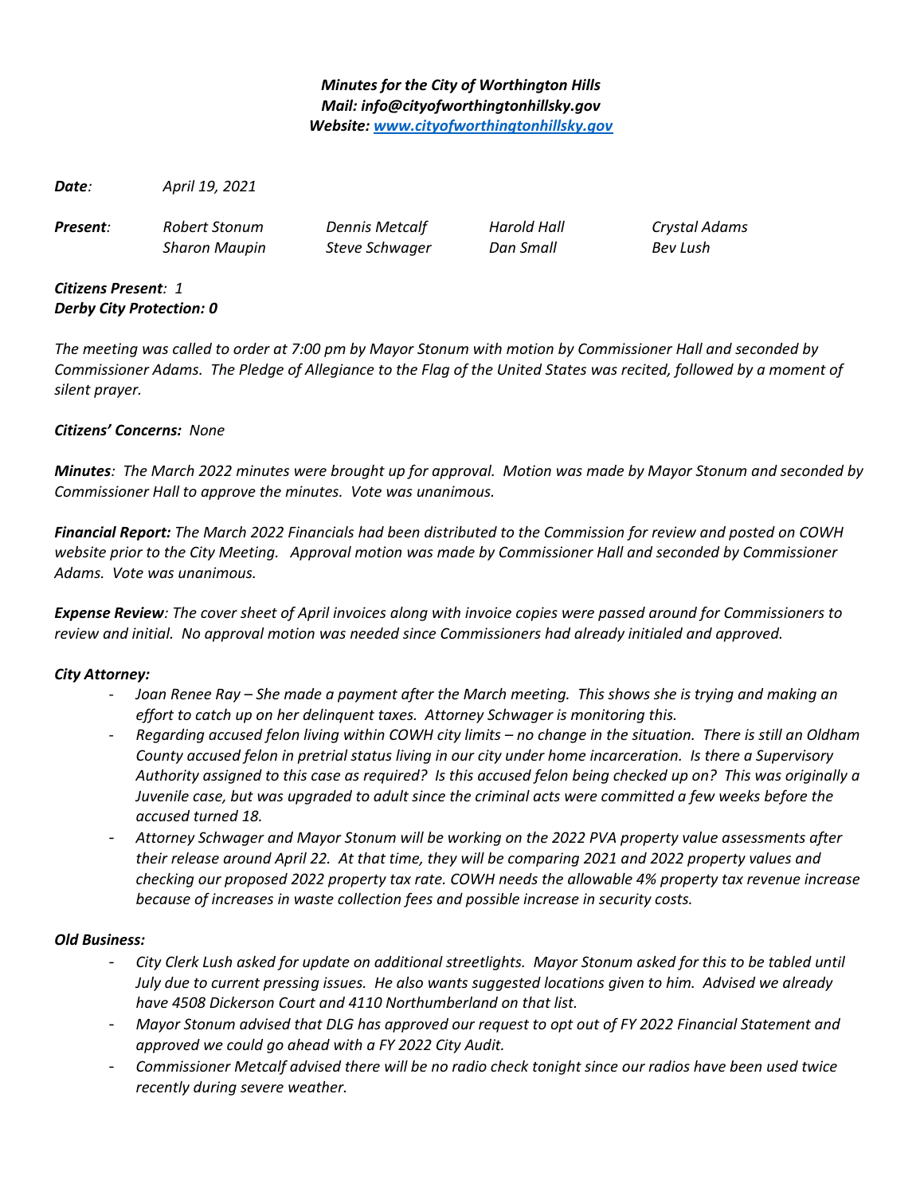***Minutes for the City of Worthington Hills***
***Mail: info@cityofworthingtonhillsky.gov***
***Website: [www.cityofworthingtonhillsky.gov](http://www.cityofworthingtonhillsky.gov)***

***Date**: April 19, 2021*

| ***Present**:* | *Robert Stonum* | *Dennis Metcalf* | *Harold Hall* | *Crystal Adams* |
|---|---|---|---|---|
| | *Sharon Maupin* | *Steve Schwager* | *Dan Small* | *Bev Lush* |

***Citizens Present**: 1*
***Derby City Protection: 0***

*The meeting was called to order at 7:00 pm by Mayor Stonum with motion by Commissioner Hall and seconded by Commissioner Adams. The Pledge of Allegiance to the Flag of the United States was recited, followed by a moment of silent prayer.*

***Citizens' Concerns:** None*

***Minutes**: The March 2022 minutes were brought up for approval. Motion was made by Mayor Stonum and seconded by Commissioner Hall to approve the minutes. Vote was unanimous.*

***Financial Report:** The March 2022 Financials had been distributed to the Commission for review and posted on COWH website prior to the City Meeting. Approval motion was made by Commissioner Hall and seconded by Commissioner Adams. Vote was unanimous.*

***Expense Review**: The cover sheet of April invoices along with invoice copies were passed around for Commissioners to review and initial. No approval motion was needed since Commissioners had already initialed and approved.*

***City Attorney:***

- *Joan Renee Ray – She made a payment after the March meeting. This shows she is trying and making an effort to catch up on her delinquent taxes. Attorney Schwager is monitoring this.*
- *Regarding accused felon living within COWH city limits – no change in the situation. There is still an Oldham County accused felon in pretrial status living in our city under home incarceration. Is there a Supervisory Authority assigned to this case as required? Is this accused felon being checked up on? This was originally a Juvenile case, but was upgraded to adult since the criminal acts were committed a few weeks before the accused turned 18.*
- *Attorney Schwager and Mayor Stonum will be working on the 2022 PVA property value assessments after their release around April 22. At that time, they will be comparing 2021 and 2022 property values and checking our proposed 2022 property tax rate. COWH needs the allowable 4% property tax revenue increase because of increases in waste collection fees and possible increase in security costs.*

***Old Business:***

- *City Clerk Lush asked for update on additional streetlights. Mayor Stonum asked for this to be tabled until July due to current pressing issues. He also wants suggested locations given to him. Advised we already have 4508 Dickerson Court and 4110 Northumberland on that list.*
- *Mayor Stonum advised that DLG has approved our request to opt out of FY 2022 Financial Statement and approved we could go ahead with a FY 2022 City Audit.*
- *Commissioner Metcalf advised there will be no radio check tonight since our radios have been used twice recently during severe weather.*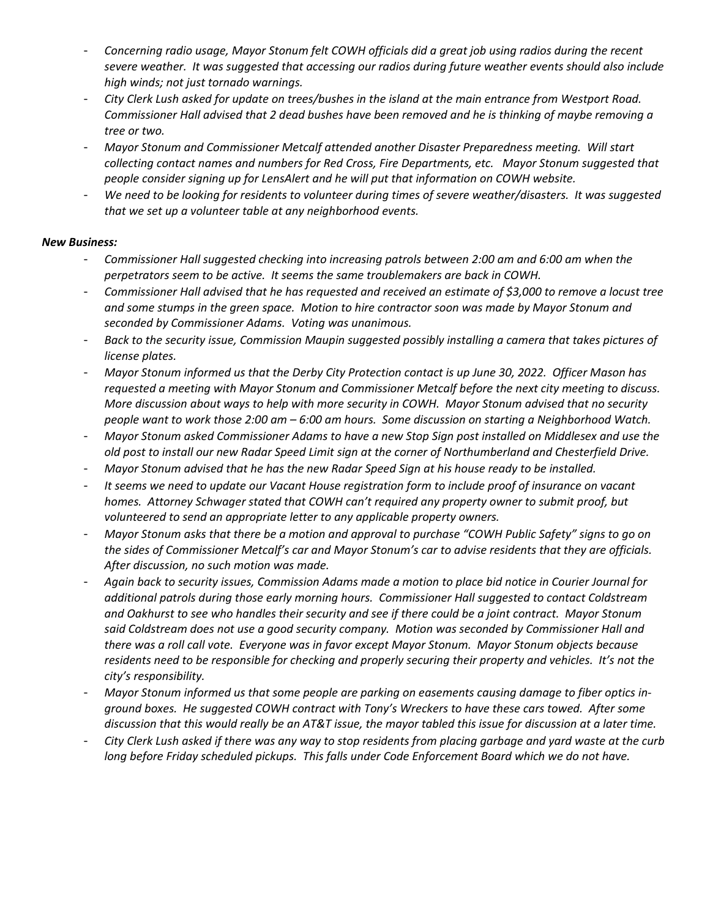- *Concerning radio usage, Mayor Stonum felt COWH officials did a great job using radios during the recent severe weather. It was suggested that accessing our radios during future weather events should also include high winds; not just tornado warnings.*
- *City Clerk Lush asked for update on trees/bushes in the island at the main entrance from Westport Road. Commissioner Hall advised that 2 dead bushes have been removed and he is thinking of maybe removing a tree or two.*
- *Mayor Stonum and Commissioner Metcalf attended another Disaster Preparedness meeting. Will start collecting contact names and numbers for Red Cross, Fire Departments, etc. Mayor Stonum suggested that people consider signing up for LensAlert and he will put that information on COWH website.*
- *We need to be looking for residents to volunteer during times of severe weather/disasters. It was suggested that we set up a volunteer table at any neighborhood events.*

***New Business:***

- *Commissioner Hall suggested checking into increasing patrols between 2:00 am and 6:00 am when the perpetrators seem to be active. It seems the same troublemakers are back in COWH.*
- *Commissioner Hall advised that he has requested and received an estimate of $3,000 to remove a locust tree and some stumps in the green space. Motion to hire contractor soon was made by Mayor Stonum and seconded by Commissioner Adams. Voting was unanimous.*
- *Back to the security issue, Commission Maupin suggested possibly installing a camera that takes pictures of license plates.*
- *Mayor Stonum informed us that the Derby City Protection contact is up June 30, 2022. Officer Mason has requested a meeting with Mayor Stonum and Commissioner Metcalf before the next city meeting to discuss. More discussion about ways to help with more security in COWH. Mayor Stonum advised that no security people want to work those 2:00 am – 6:00 am hours. Some discussion on starting a Neighborhood Watch.*
- *Mayor Stonum asked Commissioner Adams to have a new Stop Sign post installed on Middlesex and use the old post to install our new Radar Speed Limit sign at the corner of Northumberland and Chesterfield Drive.*
- *Mayor Stonum advised that he has the new Radar Speed Sign at his house ready to be installed.*
- *It seems we need to update our Vacant House registration form to include proof of insurance on vacant homes. Attorney Schwager stated that COWH can't required any property owner to submit proof, but volunteered to send an appropriate letter to any applicable property owners.*
- *Mayor Stonum asks that there be a motion and approval to purchase "COWH Public Safety" signs to go on the sides of Commissioner Metcalf's car and Mayor Stonum's car to advise residents that they are officials. After discussion, no such motion was made.*
- *Again back to security issues, Commission Adams made a motion to place bid notice in Courier Journal for additional patrols during those early morning hours. Commissioner Hall suggested to contact Coldstream and Oakhurst to see who handles their security and see if there could be a joint contract. Mayor Stonum said Coldstream does not use a good security company. Motion was seconded by Commissioner Hall and there was a roll call vote. Everyone was in favor except Mayor Stonum. Mayor Stonum objects because residents need to be responsible for checking and properly securing their property and vehicles. It's not the city's responsibility.*
- *Mayor Stonum informed us that some people are parking on easements causing damage to fiber optics in-ground boxes. He suggested COWH contract with Tony's Wreckers to have these cars towed. After some discussion that this would really be an AT&T issue, the mayor tabled this issue for discussion at a later time.*
- *City Clerk Lush asked if there was any way to stop residents from placing garbage and yard waste at the curb long before Friday scheduled pickups. This falls under Code Enforcement Board which we do not have.*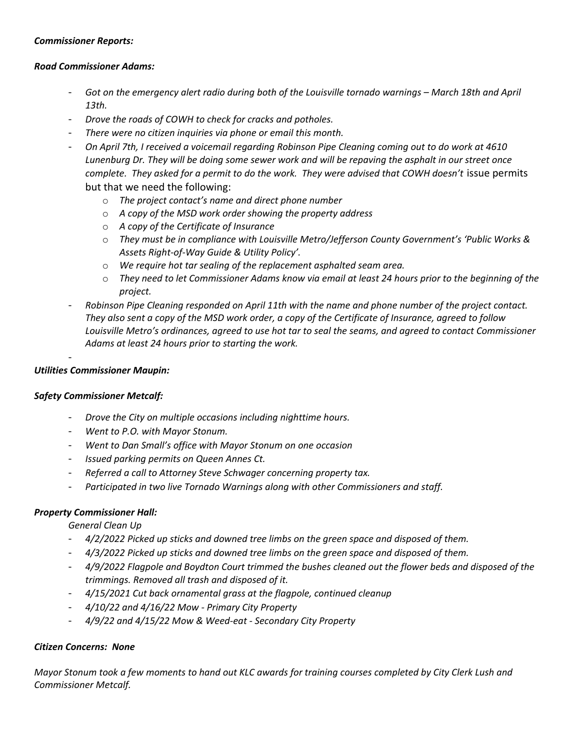***Commissioner Reports:***

***Road Commissioner Adams:***

- *Got on the emergency alert radio during both of the Louisville tornado warnings – March 18th and April 13th.*
- *Drove the roads of COWH to check for cracks and potholes.*
- *There were no citizen inquiries via phone or email this month.*
- *On April 7th, I received a voicemail regarding Robinson Pipe Cleaning coming out to do work at 4610 Lunenburg Dr. They will be doing some sewer work and will be repaving the asphalt in our street once complete. They asked for a permit to do the work. They were advised that COWH doesn't* issue permits but that we need the following:
  - *The project contact's name and direct phone number*
  - *A copy of the MSD work order showing the property address*
  - *A copy of the Certificate of Insurance*
  - *They must be in compliance with Louisville Metro/Jefferson County Government's 'Public Works & Assets Right-of-Way Guide & Utility Policy'.*
  - *We require hot tar sealing of the replacement asphalted seam area.*
  - *They need to let Commissioner Adams know via email at least 24 hours prior to the beginning of the project.*
- *Robinson Pipe Cleaning responded on April 11th with the name and phone number of the project contact. They also sent a copy of the MSD work order, a copy of the Certificate of Insurance, agreed to follow Louisville Metro's ordinances, agreed to use hot tar to seal the seams, and agreed to contact Commissioner Adams at least 24 hours prior to starting the work.*
-

***Utilities Commissioner Maupin:***

***Safety Commissioner Metcalf:***

- *Drove the City on multiple occasions including nighttime hours.*
- *Went to P.O. with Mayor Stonum.*
- *Went to Dan Small's office with Mayor Stonum on one occasion*
- *Issued parking permits on Queen Annes Ct.*
- *Referred a call to Attorney Steve Schwager concerning property tax.*
- *Participated in two live Tornado Warnings along with other Commissioners and staff.*

***Property Commissioner Hall:***

*General Clean Up*

- *4/2/2022 Picked up sticks and downed tree limbs on the green space and disposed of them.*
- *4/3/2022 Picked up sticks and downed tree limbs on the green space and disposed of them.*
- *4/9/2022 Flagpole and Boydton Court trimmed the bushes cleaned out the flower beds and disposed of the trimmings. Removed all trash and disposed of it.*
- *4/15/2021 Cut back ornamental grass at the flagpole, continued cleanup*
- *4/10/22 and 4/16/22 Mow - Primary City Property*
- *4/9/22 and 4/15/22 Mow & Weed-eat - Secondary City Property*

***Citizen Concerns: None***

*Mayor Stonum took a few moments to hand out KLC awards for training courses completed by City Clerk Lush and Commissioner Metcalf.*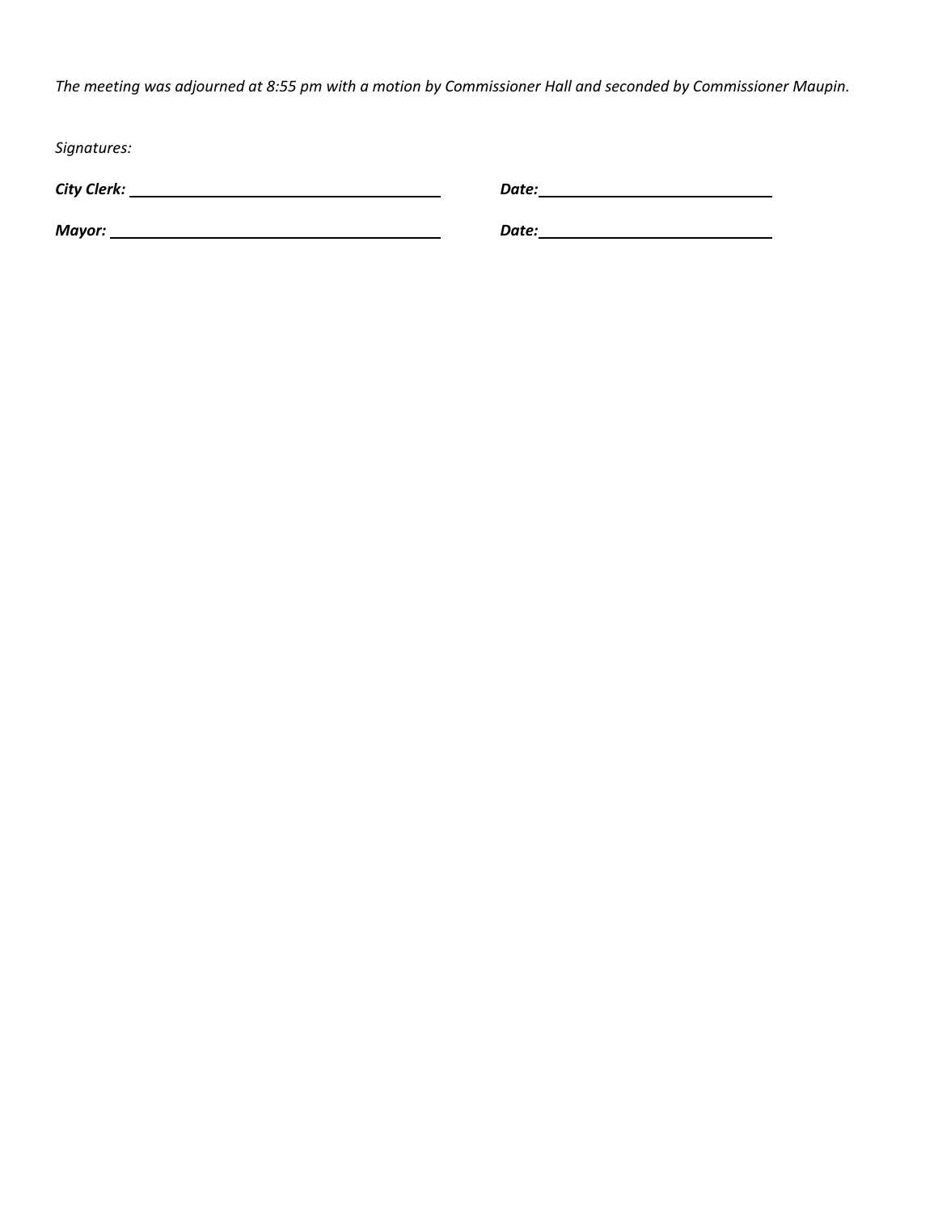*The meeting was adjourned at 8:55 pm with a motion by Commissioner Hall and seconded by Commissioner Maupin.*

*Signatures:*

***City Clerk:*** ______________________________ ***Date:*** ______________________

***Mayor:*** ______________________________ ***Date:*** ______________________